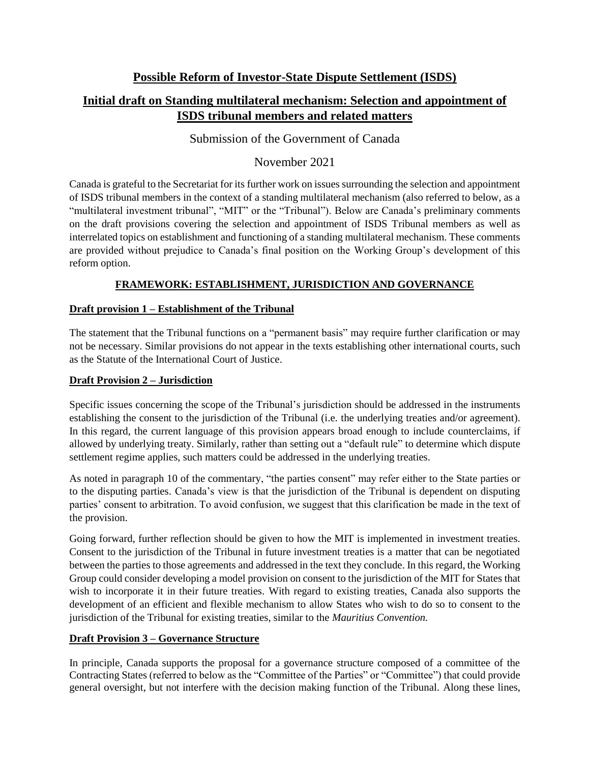# Possible Reform of Investor-State Dispute Settlement (ISDS)

## Initial draft on Standing multilateral mechanism: Selection and appointment of ISDS tribunal members and related matters

Submission of the Government of Canada

November 2021

Canada is grateful to the Secretariat for its further work on issues surrounding the selection and appointment of ISDS tribunal members in the context of a standing multilateral mechanism (also referred to below, as a "multilateral investment tribunal", "MIT" or the "Tribunal"). Below are Canada's preliminary comments on the draft provisions covering the selection and appointment of ISDS Tribunal members as well as interrelated topics on establishment and functioning of a standing multilateral mechanism. These comments are provided without prejudice to Canada's final position on the Working Group's development of this reform option.

### FRAMEWORK: ESTABLISHMENT, JURISDICTION AND GOVERNANCE

#### Draft provision 1 – Establishment of the Tribunal

The statement that the Tribunal functions on a "permanent basis" may require further clarification or may not be necessary. Similar provisions do not appear in the texts establishing other international courts, such as the Statute of the International Court of Justice.

#### Draft Provision 2 – Jurisdiction

Specific issues concerning the scope of the Tribunal's jurisdiction should be addressed in the instruments establishing the consent to the jurisdiction of the Tribunal (i.e. the underlying treaties and/or agreement). In this regard, the current language of this provision appears broad enough to include counterclaims, if allowed by underlying treaty. Similarly, rather than setting out a "default rule" to determine which dispute settlement regime applies, such matters could be addressed in the underlying treaties.

As noted in paragraph 10 of the commentary, "the parties consent" may refer either to the State parties or to the disputing parties. Canada's view is that the jurisdiction of the Tribunal is dependent on disputing parties' consent to arbitration. To avoid confusion, we suggest that this clarification be made in the text of the provision.

Going forward, further reflection should be given to how the MIT is implemented in investment treaties. Consent to the jurisdiction of the Tribunal in future investment treaties is a matter that can be negotiated between the parties to those agreements and addressed in the text they conclude. In this regard, the Working Group could consider developing a model provision on consent to the jurisdiction of the MIT for States that wish to incorporate it in their future treaties. With regard to existing treaties, Canada also supports the development of an efficient and flexible mechanism to allow States who wish to do so to consent to the jurisdiction of the Tribunal for existing treaties, similar to the *Mauritius Convention.*

#### Draft Provision 3 – Governance Structure

In principle, Canada supports the proposal for a governance structure composed of a committee of the Contracting States (referred to below as the "Committee of the Parties" or "Committee") that could provide general oversight, but not interfere with the decision making function of the Tribunal. Along these lines,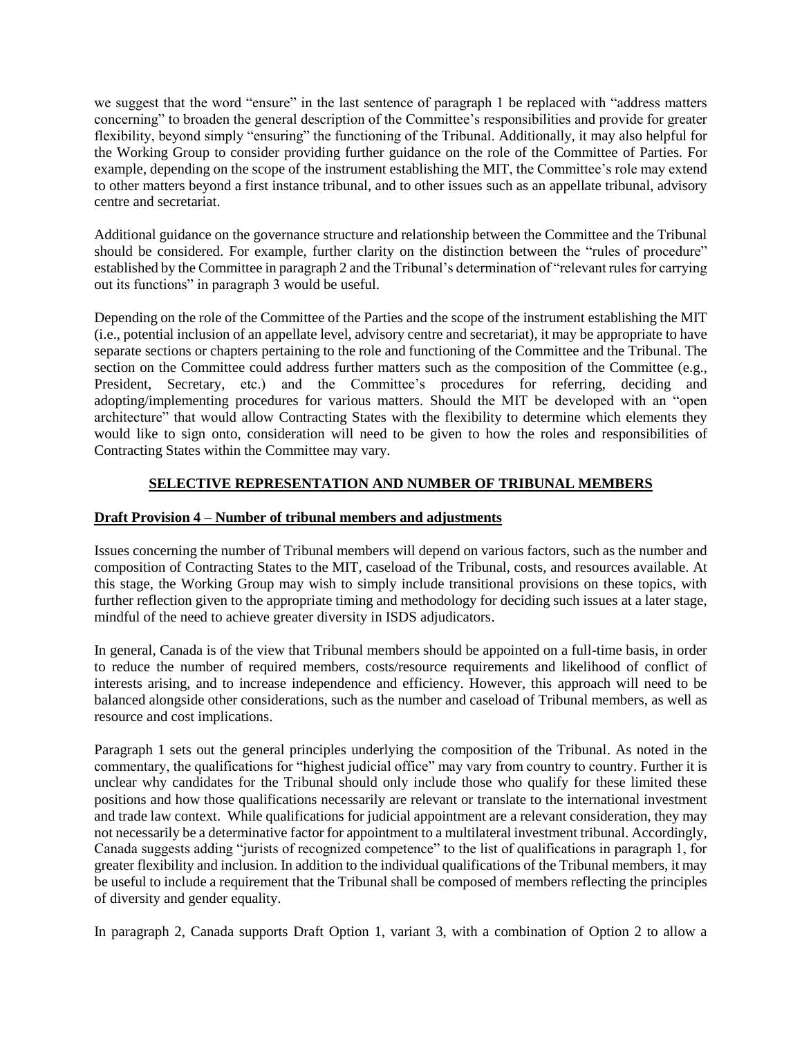we suggest that the word "ensure" in the last sentence of paragraph 1 be replaced with "address matters concerning" to broaden the general description of the Committee's responsibilities and provide for greater flexibility, beyond simply "ensuring" the functioning of the Tribunal. Additionally, it may also helpful for the Working Group to consider providing further guidance on the role of the Committee of Parties. For example, depending on the scope of the instrument establishing the MIT, the Committee's role may extend to other matters beyond a first instance tribunal, and to other issues such as an appellate tribunal, advisory centre and secretariat.

Additional guidance on the governance structure and relationship between the Committee and the Tribunal should be considered. For example, further clarity on the distinction between the "rules of procedure" established by the Committee in paragraph 2 and the Tribunal's determination of "relevant rules for carrying out its functions" in paragraph 3 would be useful.

Depending on the role of the Committee of the Parties and the scope of the instrument establishing the MIT (i.e., potential inclusion of an appellate level, advisory centre and secretariat), it may be appropriate to have separate sections or chapters pertaining to the role and functioning of the Committee and the Tribunal. The section on the Committee could address further matters such as the composition of the Committee (e.g., President, Secretary, etc.) and the Committee's procedures for referring, deciding and adopting/implementing procedures for various matters. Should the MIT be developed with an "open architecture" that would allow Contracting States with the flexibility to determine which elements they would like to sign onto, consideration will need to be given to how the roles and responsibilities of Contracting States within the Committee may vary.

## SELECTIVE REPRESENTATION AND NUMBER OF TRIBUNAL MEMBERS

### Draft Provision 4 – Number of tribunal members and adjustments

Issues concerning the number of Tribunal members will depend on various factors, such as the number and composition of Contracting States to the MIT, caseload of the Tribunal, costs, and resources available. At this stage, the Working Group may wish to simply include transitional provisions on these topics, with further reflection given to the appropriate timing and methodology for deciding such issues at a later stage, mindful of the need to achieve greater diversity in ISDS adjudicators.

In general, Canada is of the view that Tribunal members should be appointed on a full-time basis, in order to reduce the number of required members, costs/resource requirements and likelihood of conflict of interests arising, and to increase independence and efficiency. However, this approach will need to be balanced alongside other considerations, such as the number and caseload of Tribunal members, as well as resource and cost implications.

Paragraph 1 sets out the general principles underlying the composition of the Tribunal. As noted in the commentary, the qualifications for "highest judicial office" may vary from country to country. Further it is unclear why candidates for the Tribunal should only include those who qualify for these limited these positions and how those qualifications necessarily are relevant or translate to the international investment and trade law context. While qualifications for judicial appointment are a relevant consideration, they may not necessarily be a determinative factor for appointment to a multilateral investment tribunal. Accordingly, Canada suggests adding "jurists of recognized competence" to the list of qualifications in paragraph 1, for greater flexibility and inclusion. In addition to the individual qualifications of the Tribunal members, it may be useful to include a requirement that the Tribunal shall be composed of members reflecting the principles of diversity and gender equality.

In paragraph 2, Canada supports Draft Option 1, variant 3, with a combination of Option 2 to allow a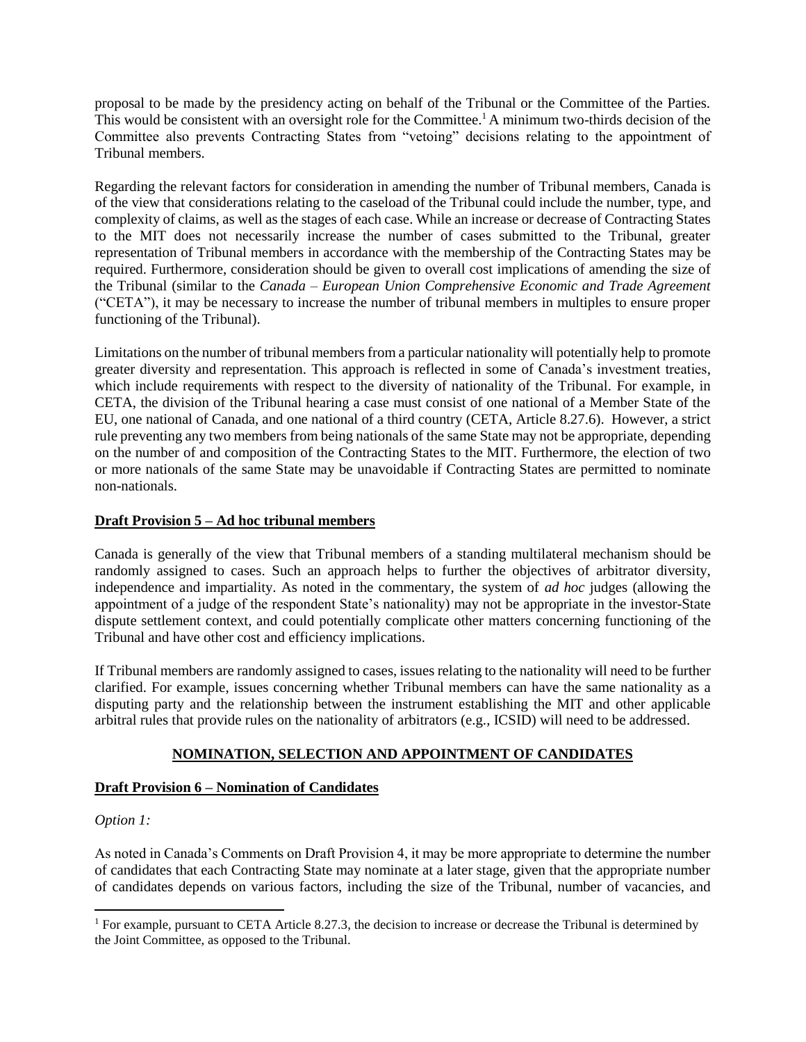proposal to be made by the presidency acting on behalf of the Tribunal or the Committee of the Parties. This would be consistent with an oversight role for the Committee.[1] A minimum two-thirds decision of the Committee also prevents Contracting States from "vetoing" decisions relating to the appointment of Tribunal members.

Regarding the relevant factors for consideration in amending the number of Tribunal members, Canada is of the view that considerations relating to the caseload of the Tribunal could include the number, type, and complexity of claims, as well as the stages of each case. While an increase or decrease of Contracting States to the MIT does not necessarily increase the number of cases submitted to the Tribunal, greater representation of Tribunal members in accordance with the membership of the Contracting States may be required. Furthermore, consideration should be given to overall cost implications of amending the size of the Tribunal (similar to the *Canada – European Union Comprehensive Economic and Trade Agreement* ("CETA"), it may be necessary to increase the number of tribunal members in multiples to ensure proper functioning of the Tribunal).

Limitations on the number of tribunal members from a particular nationality will potentially help to promote greater diversity and representation. This approach is reflected in some of Canada's investment treaties, which include requirements with respect to the diversity of nationality of the Tribunal. For example, in CETA, the division of the Tribunal hearing a case must consist of one national of a Member State of the EU, one national of Canada, and one national of a third country (CETA, Article 8.27.6). However, a strict rule preventing any two members from being nationals of the same State may not be appropriate, depending on the number of and composition of the Contracting States to the MIT. Furthermore, the election of two or more nationals of the same State may be unavoidable if Contracting States are permitted to nominate non-nationals.

**Draft Provision 5 – Ad hoc tribunal members**

Canada is generally of the view that Tribunal members of a standing multilateral mechanism should be randomly assigned to cases. Such an approach helps to further the objectives of arbitrator diversity, independence and impartiality. As noted in the commentary, the system of *ad hoc* judges (allowing the appointment of a judge of the respondent State's nationality) may not be appropriate in the investor-State dispute settlement context, and could potentially complicate other matters concerning functioning of the Tribunal and have other cost and efficiency implications.

If Tribunal members are randomly assigned to cases, issues relating to the nationality will need to be further clarified. For example, issues concerning whether Tribunal members can have the same nationality as a disputing party and the relationship between the instrument establishing the MIT and other applicable arbitral rules that provide rules on the nationality of arbitrators (e.g., ICSID) will need to be addressed.

**NOMINATION, SELECTION AND APPOINTMENT OF CANDIDATES**

**Draft Provision 6 – Nomination of Candidates**

*Option 1:*

As noted in Canada's Comments on Draft Provision 4, it may be more appropriate to determine the number of candidates that each Contracting State may nominate at a later stage, given that the appropriate number of candidates depends on various factors, including the size of the Tribunal, number of vacancies, and

[1] For example, pursuant to CETA Article 8.27.3, the decision to increase or decrease the Tribunal is determined by the Joint Committee, as opposed to the Tribunal.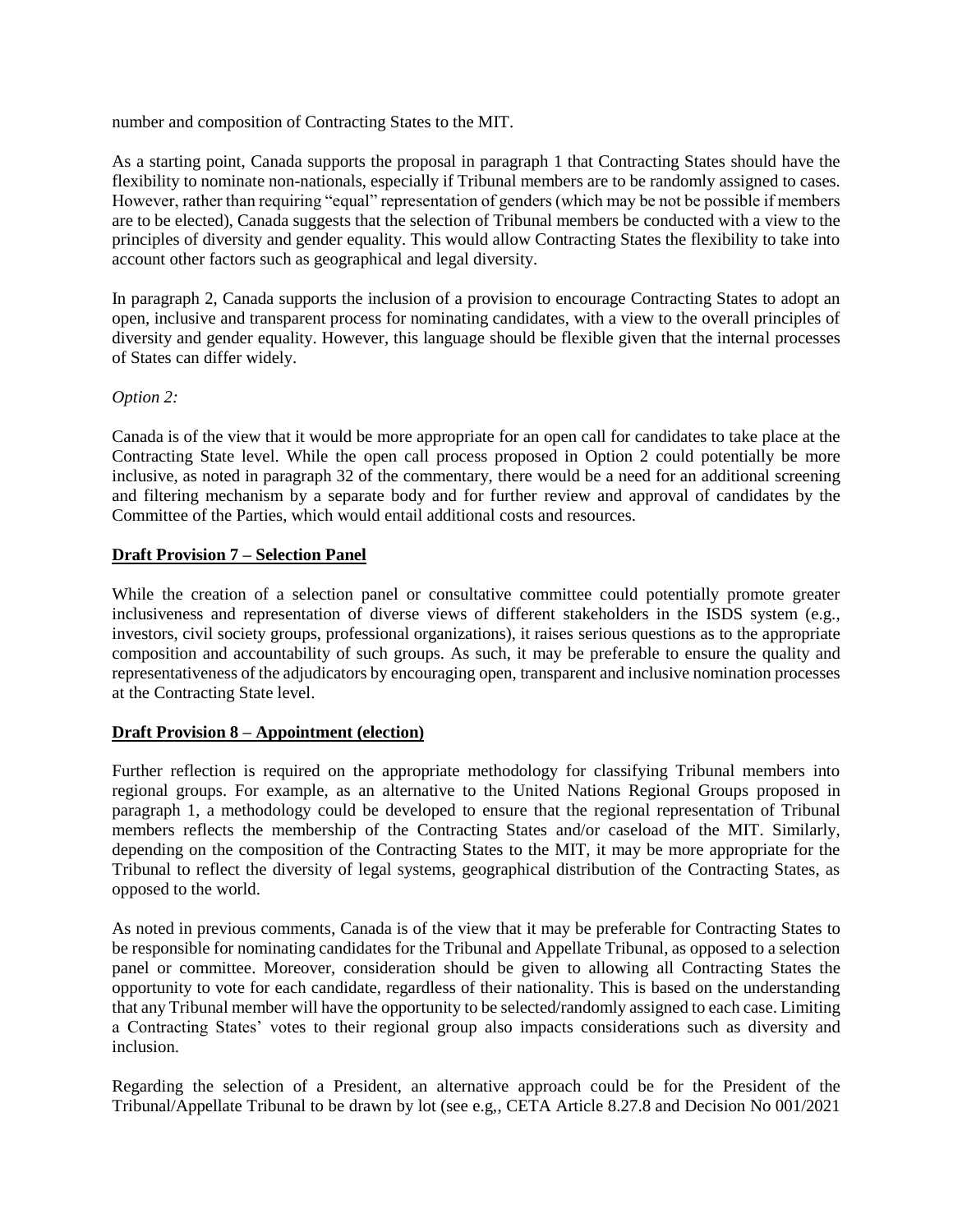number and composition of Contracting States to the MIT.

As a starting point, Canada supports the proposal in paragraph 1 that Contracting States should have the flexibility to nominate non-nationals, especially if Tribunal members are to be randomly assigned to cases. However, rather than requiring "equal" representation of genders (which may be not be possible if members are to be elected), Canada suggests that the selection of Tribunal members be conducted with a view to the principles of diversity and gender equality. This would allow Contracting States the flexibility to take into account other factors such as geographical and legal diversity.

In paragraph 2, Canada supports the inclusion of a provision to encourage Contracting States to adopt an open, inclusive and transparent process for nominating candidates, with a view to the overall principles of diversity and gender equality. However, this language should be flexible given that the internal processes of States can differ widely.

*Option 2:*

Canada is of the view that it would be more appropriate for an open call for candidates to take place at the Contracting State level. While the open call process proposed in Option 2 could potentially be more inclusive, as noted in paragraph 32 of the commentary, there would be a need for an additional screening and filtering mechanism by a separate body and for further review and approval of candidates by the Committee of the Parties, which would entail additional costs and resources.

**Draft Provision 7 – Selection Panel**

While the creation of a selection panel or consultative committee could potentially promote greater inclusiveness and representation of diverse views of different stakeholders in the ISDS system (e.g., investors, civil society groups, professional organizations), it raises serious questions as to the appropriate composition and accountability of such groups. As such, it may be preferable to ensure the quality and representativeness of the adjudicators by encouraging open, transparent and inclusive nomination processes at the Contracting State level.

**Draft Provision 8 – Appointment (election)**

Further reflection is required on the appropriate methodology for classifying Tribunal members into regional groups. For example, as an alternative to the United Nations Regional Groups proposed in paragraph 1, a methodology could be developed to ensure that the regional representation of Tribunal members reflects the membership of the Contracting States and/or caseload of the MIT. Similarly, depending on the composition of the Contracting States to the MIT, it may be more appropriate for the Tribunal to reflect the diversity of legal systems, geographical distribution of the Contracting States, as opposed to the world.

As noted in previous comments, Canada is of the view that it may be preferable for Contracting States to be responsible for nominating candidates for the Tribunal and Appellate Tribunal, as opposed to a selection panel or committee. Moreover, consideration should be given to allowing all Contracting States the opportunity to vote for each candidate, regardless of their nationality. This is based on the understanding that any Tribunal member will have the opportunity to be selected/randomly assigned to each case. Limiting a Contracting States' votes to their regional group also impacts considerations such as diversity and inclusion.

Regarding the selection of a President, an alternative approach could be for the President of the Tribunal/Appellate Tribunal to be drawn by lot (see e.g,, CETA Article 8.27.8 and Decision No 001/2021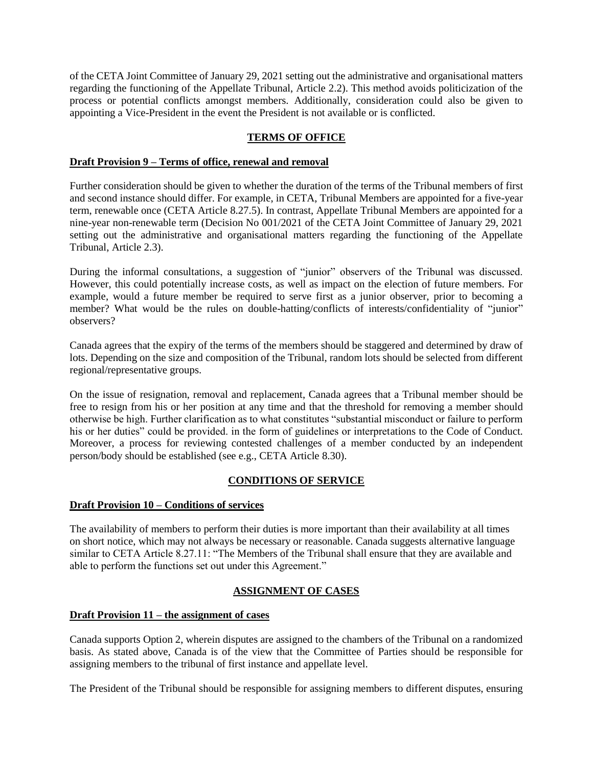of the CETA Joint Committee of January 29, 2021 setting out the administrative and organisational matters regarding the functioning of the Appellate Tribunal, Article 2.2). This method avoids politicization of the process or potential conflicts amongst members. Additionally, consideration could also be given to appointing a Vice-President in the event the President is not available or is conflicted.

## TERMS OF OFFICE

### Draft Provision 9 – Terms of office, renewal and removal

Further consideration should be given to whether the duration of the terms of the Tribunal members of first and second instance should differ. For example, in CETA, Tribunal Members are appointed for a five-year term, renewable once (CETA Article 8.27.5). In contrast, Appellate Tribunal Members are appointed for a nine-year non-renewable term (Decision No 001/2021 of the CETA Joint Committee of January 29, 2021 setting out the administrative and organisational matters regarding the functioning of the Appellate Tribunal, Article 2.3).

During the informal consultations, a suggestion of "junior" observers of the Tribunal was discussed. However, this could potentially increase costs, as well as impact on the election of future members. For example, would a future member be required to serve first as a junior observer, prior to becoming a member? What would be the rules on double-hatting/conflicts of interests/confidentiality of "junior" observers?

Canada agrees that the expiry of the terms of the members should be staggered and determined by draw of lots. Depending on the size and composition of the Tribunal, random lots should be selected from different regional/representative groups.

On the issue of resignation, removal and replacement, Canada agrees that a Tribunal member should be free to resign from his or her position at any time and that the threshold for removing a member should otherwise be high. Further clarification as to what constitutes "substantial misconduct or failure to perform his or her duties" could be provided. in the form of guidelines or interpretations to the Code of Conduct. Moreover, a process for reviewing contested challenges of a member conducted by an independent person/body should be established (see e.g., CETA Article 8.30).

## CONDITIONS OF SERVICE

### Draft Provision 10 – Conditions of services

The availability of members to perform their duties is more important than their availability at all times on short notice, which may not always be necessary or reasonable. Canada suggests alternative language similar to CETA Article 8.27.11: "The Members of the Tribunal shall ensure that they are available and able to perform the functions set out under this Agreement."

## ASSIGNMENT OF CASES

### Draft Provision 11 – the assignment of cases

Canada supports Option 2, wherein disputes are assigned to the chambers of the Tribunal on a randomized basis. As stated above, Canada is of the view that the Committee of Parties should be responsible for assigning members to the tribunal of first instance and appellate level.

The President of the Tribunal should be responsible for assigning members to different disputes, ensuring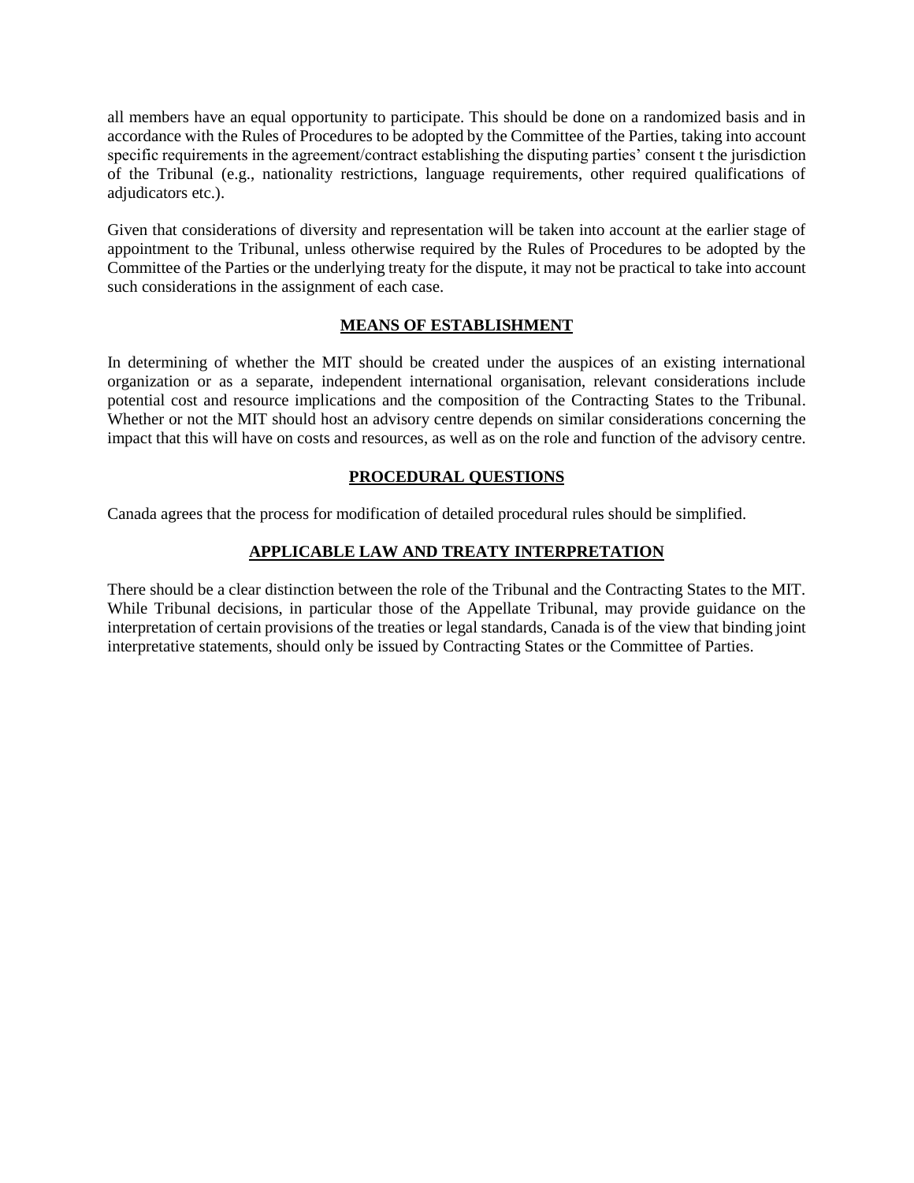all members have an equal opportunity to participate. This should be done on a randomized basis and in accordance with the Rules of Procedures to be adopted by the Committee of the Parties, taking into account specific requirements in the agreement/contract establishing the disputing parties' consent t the jurisdiction of the Tribunal (e.g., nationality restrictions, language requirements, other required qualifications of adjudicators etc.).

Given that considerations of diversity and representation will be taken into account at the earlier stage of appointment to the Tribunal, unless otherwise required by the Rules of Procedures to be adopted by the Committee of the Parties or the underlying treaty for the dispute, it may not be practical to take into account such considerations in the assignment of each case.

## MEANS OF ESTABLISHMENT

In determining of whether the MIT should be created under the auspices of an existing international organization or as a separate, independent international organisation, relevant considerations include potential cost and resource implications and the composition of the Contracting States to the Tribunal. Whether or not the MIT should host an advisory centre depends on similar considerations concerning the impact that this will have on costs and resources, as well as on the role and function of the advisory centre.

## PROCEDURAL QUESTIONS

Canada agrees that the process for modification of detailed procedural rules should be simplified.

## APPLICABLE LAW AND TREATY INTERPRETATION

There should be a clear distinction between the role of the Tribunal and the Contracting States to the MIT. While Tribunal decisions, in particular those of the Appellate Tribunal, may provide guidance on the interpretation of certain provisions of the treaties or legal standards, Canada is of the view that binding joint interpretative statements, should only be issued by Contracting States or the Committee of Parties.